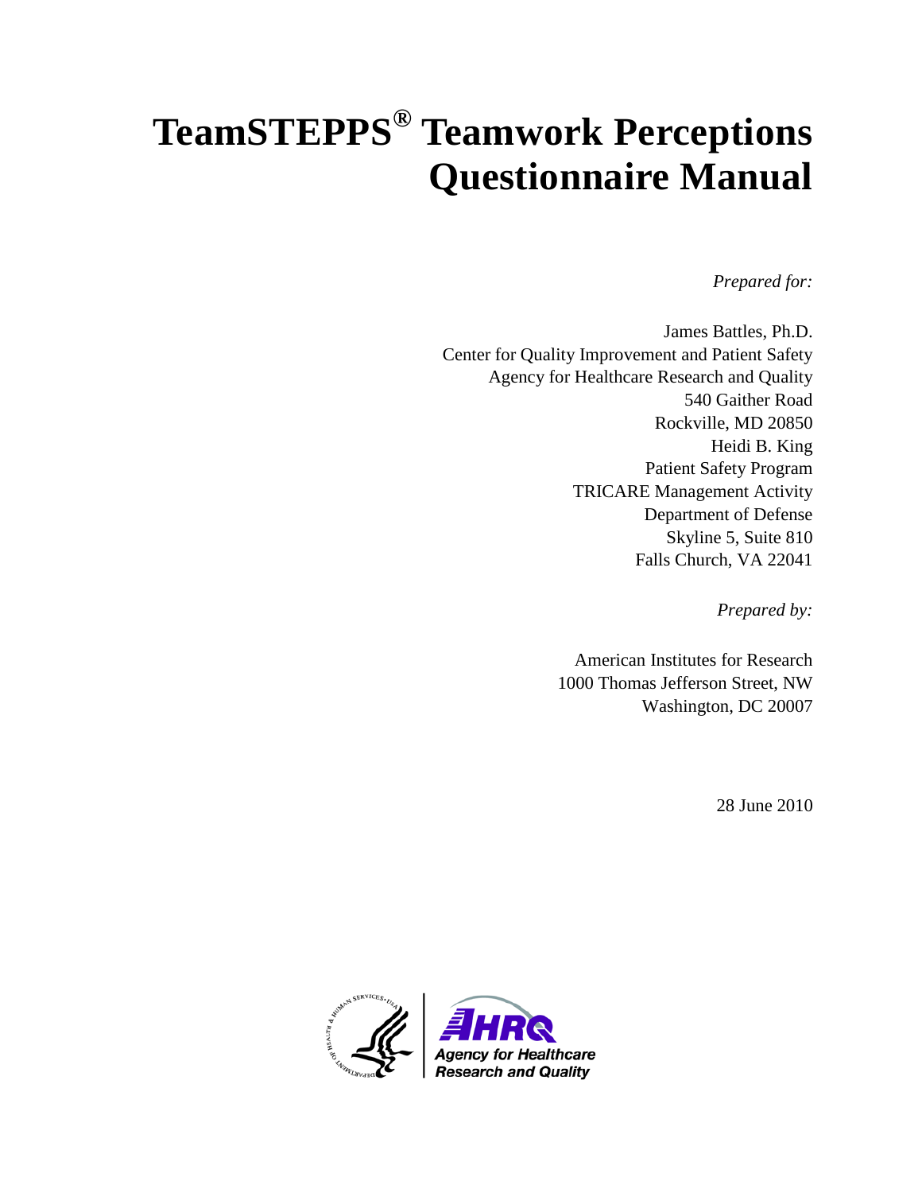# TeamSTEPPS® Teamwork Perceptions Questionnaire Manual

*Prepared for:*

James Battles, Ph.D.
Center for Quality Improvement and Patient Safety
Agency for Healthcare Research and Quality
540 Gaither Road
Rockville, MD 20850
Heidi B. King
Patient Safety Program
TRICARE Management Activity
Department of Defense
Skyline 5, Suite 810
Falls Church, VA 22041

*Prepared by:*

American Institutes for Research
1000 Thomas Jefferson Street, NW
Washington, DC 20007

28 June 2010

AHRQ
Agency for Healthcare Research and Quality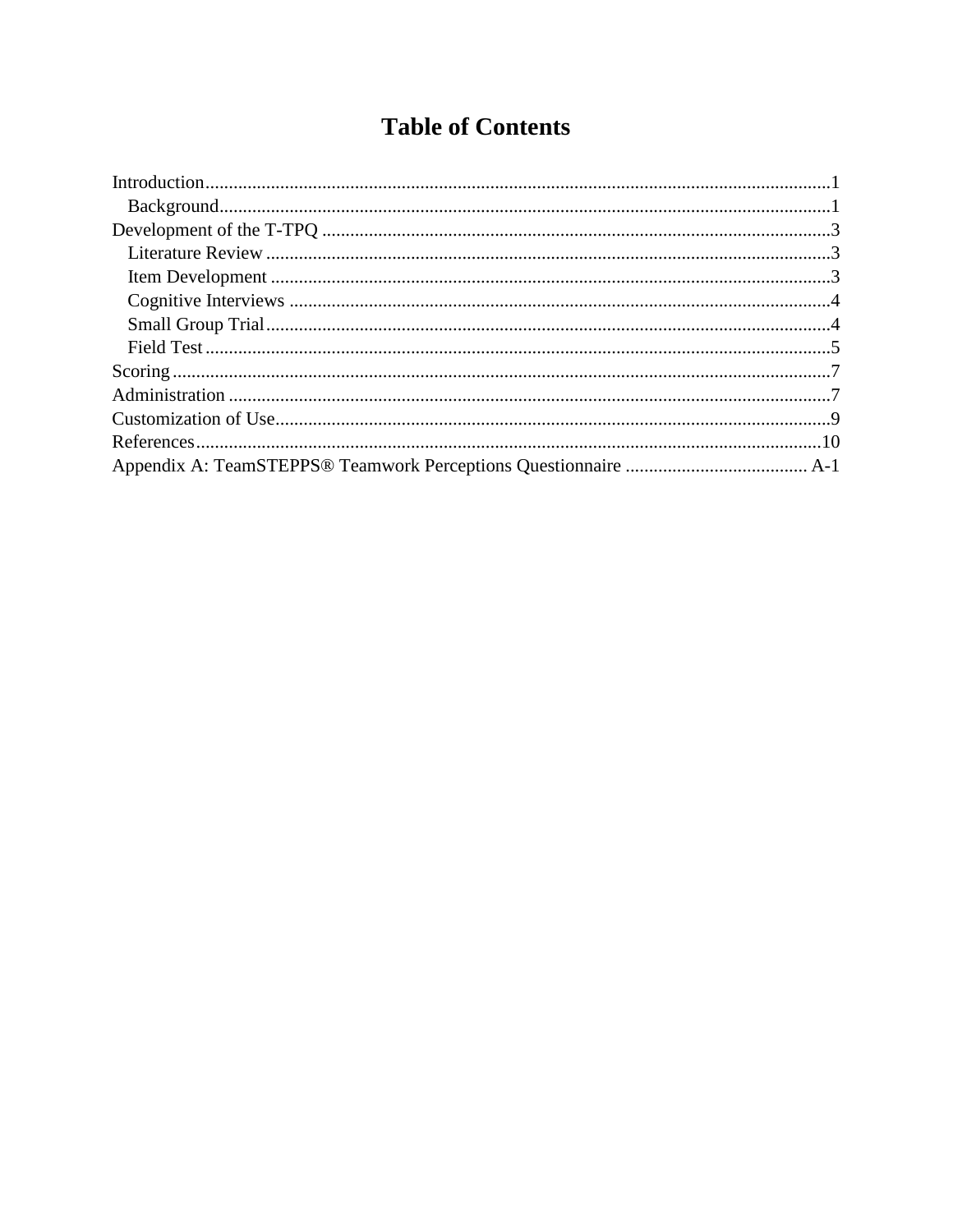# Table of Contents

- Introduction ....................................................................................................................... 1
  - Background ..................................................................................................................... 1
- Development of the T-TPQ ................................................................................................ 3
  - Literature Review ........................................................................................................... 3
  - Item Development .......................................................................................................... 3
  - Cognitive Interviews ....................................................................................................... 4
  - Small Group Trial ............................................................................................................ 4
  - Field Test ......................................................................................................................... 5
- Scoring ................................................................................................................................ 7
- Administration .................................................................................................................... 7
- Customization of Use ......................................................................................................... 9
- References ......................................................................................................................... 10
- Appendix A: TeamSTEPPS® Teamwork Perceptions Questionnaire ....................................... A-1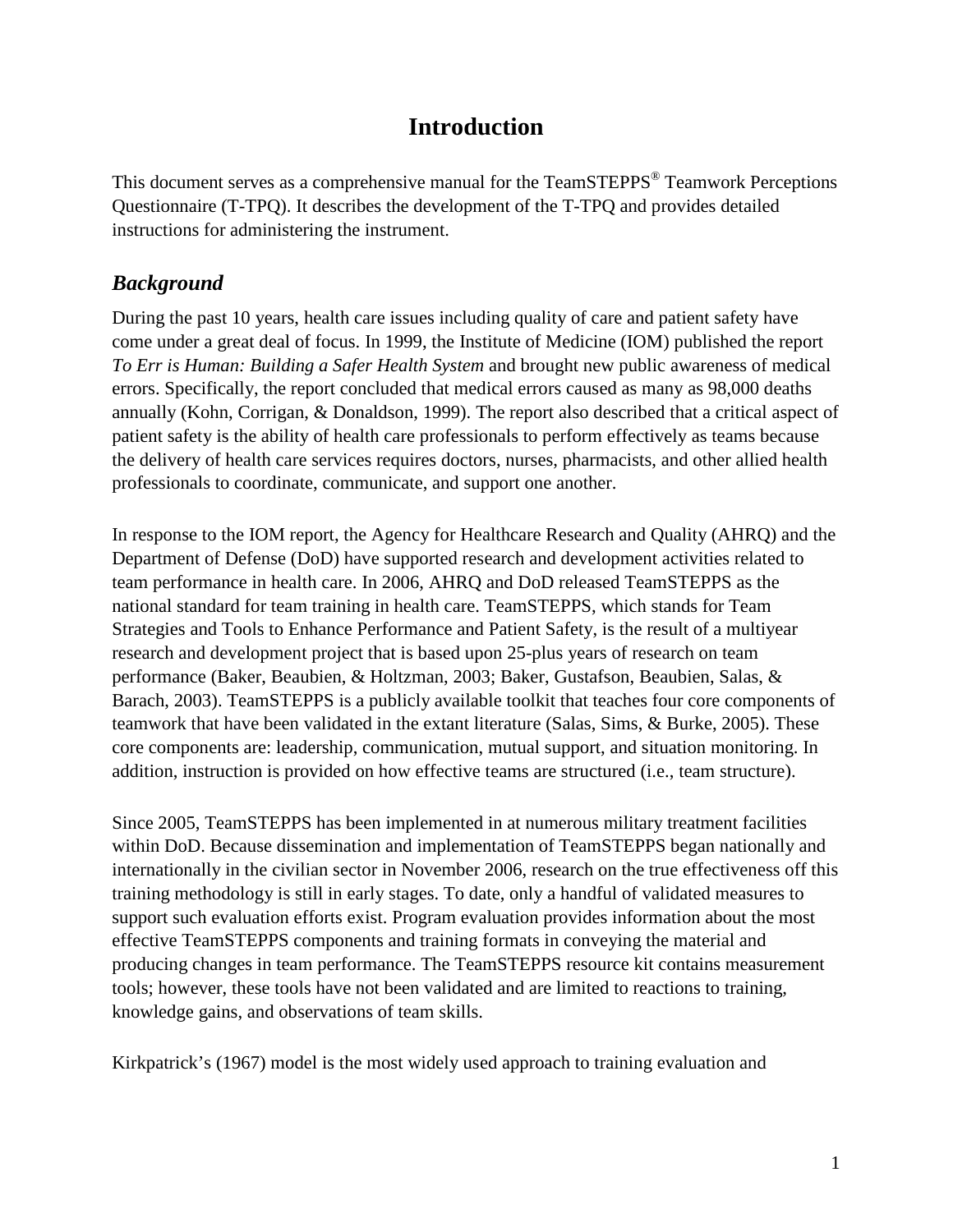# Introduction

This document serves as a comprehensive manual for the TeamSTEPPS® Teamwork Perceptions Questionnaire (T-TPQ). It describes the development of the T-TPQ and provides detailed instructions for administering the instrument.

## *Background*

During the past 10 years, health care issues including quality of care and patient safety have come under a great deal of focus. In 1999, the Institute of Medicine (IOM) published the report *To Err is Human: Building a Safer Health System* and brought new public awareness of medical errors. Specifically, the report concluded that medical errors caused as many as 98,000 deaths annually (Kohn, Corrigan, & Donaldson, 1999). The report also described that a critical aspect of patient safety is the ability of health care professionals to perform effectively as teams because the delivery of health care services requires doctors, nurses, pharmacists, and other allied health professionals to coordinate, communicate, and support one another.

In response to the IOM report, the Agency for Healthcare Research and Quality (AHRQ) and the Department of Defense (DoD) have supported research and development activities related to team performance in health care. In 2006, AHRQ and DoD released TeamSTEPPS as the national standard for team training in health care. TeamSTEPPS, which stands for Team Strategies and Tools to Enhance Performance and Patient Safety, is the result of a multiyear research and development project that is based upon 25-plus years of research on team performance (Baker, Beaubien, & Holtzman, 2003; Baker, Gustafson, Beaubien, Salas, & Barach, 2003). TeamSTEPPS is a publicly available toolkit that teaches four core components of teamwork that have been validated in the extant literature (Salas, Sims, & Burke, 2005). These core components are: leadership, communication, mutual support, and situation monitoring. In addition, instruction is provided on how effective teams are structured (i.e., team structure).

Since 2005, TeamSTEPPS has been implemented in at numerous military treatment facilities within DoD. Because dissemination and implementation of TeamSTEPPS began nationally and internationally in the civilian sector in November 2006, research on the true effectiveness off this training methodology is still in early stages. To date, only a handful of validated measures to support such evaluation efforts exist. Program evaluation provides information about the most effective TeamSTEPPS components and training formats in conveying the material and producing changes in team performance. The TeamSTEPPS resource kit contains measurement tools; however, these tools have not been validated and are limited to reactions to training, knowledge gains, and observations of team skills.

Kirkpatrick's (1967) model is the most widely used approach to training evaluation and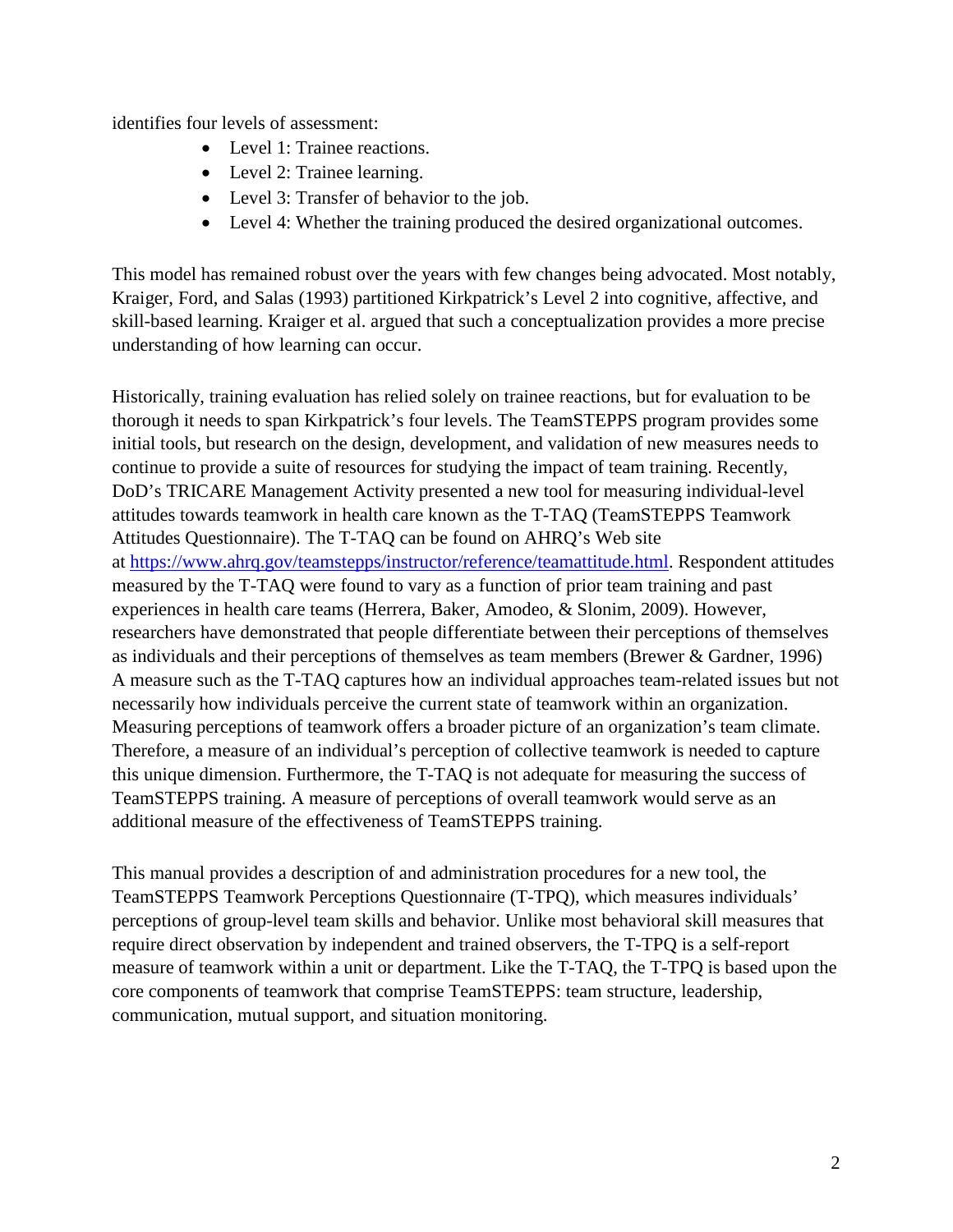identifies four levels of assessment:

- Level 1: Trainee reactions.
- Level 2: Trainee learning.
- Level 3: Transfer of behavior to the job.
- Level 4: Whether the training produced the desired organizational outcomes.

This model has remained robust over the years with few changes being advocated. Most notably, Kraiger, Ford, and Salas (1993) partitioned Kirkpatrick's Level 2 into cognitive, affective, and skill-based learning. Kraiger et al. argued that such a conceptualization provides a more precise understanding of how learning can occur.

Historically, training evaluation has relied solely on trainee reactions, but for evaluation to be thorough it needs to span Kirkpatrick's four levels. The TeamSTEPPS program provides some initial tools, but research on the design, development, and validation of new measures needs to continue to provide a suite of resources for studying the impact of team training. Recently, DoD's TRICARE Management Activity presented a new tool for measuring individual-level attitudes towards teamwork in health care known as the T-TAQ (TeamSTEPPS Teamwork Attitudes Questionnaire). The T-TAQ can be found on AHRQ's Web site at [https://www.ahrq.gov/teamstepps/instructor/reference/teamattitude.html](https://www.ahrq.gov/teamstepps/instructor/reference/teamattitude.html). Respondent attitudes measured by the T-TAQ were found to vary as a function of prior team training and past experiences in health care teams (Herrera, Baker, Amodeo, & Slonim, 2009). However, researchers have demonstrated that people differentiate between their perceptions of themselves as individuals and their perceptions of themselves as team members (Brewer & Gardner, 1996) A measure such as the T-TAQ captures how an individual approaches team-related issues but not necessarily how individuals perceive the current state of teamwork within an organization. Measuring perceptions of teamwork offers a broader picture of an organization's team climate. Therefore, a measure of an individual's perception of collective teamwork is needed to capture this unique dimension. Furthermore, the T-TAQ is not adequate for measuring the success of TeamSTEPPS training. A measure of perceptions of overall teamwork would serve as an additional measure of the effectiveness of TeamSTEPPS training.

This manual provides a description of and administration procedures for a new tool, the TeamSTEPPS Teamwork Perceptions Questionnaire (T-TPQ), which measures individuals' perceptions of group-level team skills and behavior. Unlike most behavioral skill measures that require direct observation by independent and trained observers, the T-TPQ is a self-report measure of teamwork within a unit or department. Like the T-TAQ, the T-TPQ is based upon the core components of teamwork that comprise TeamSTEPPS: team structure, leadership, communication, mutual support, and situation monitoring.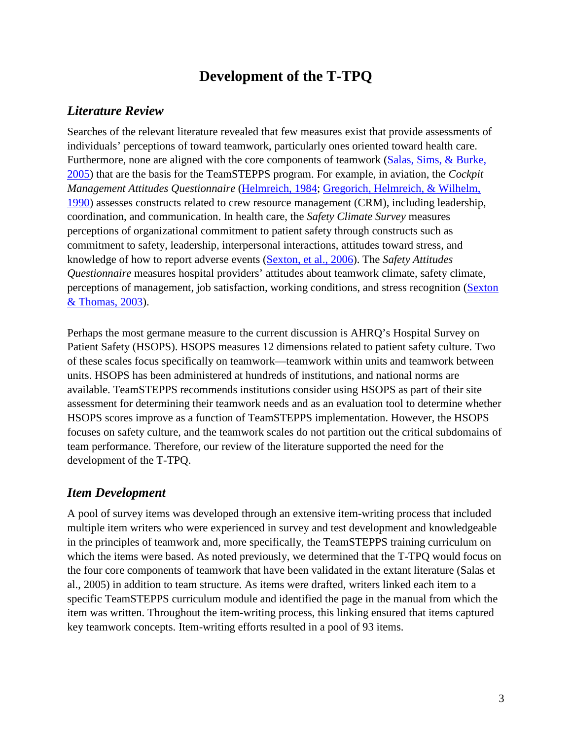# Development of the T-TPQ

## *Literature Review*

Searches of the relevant literature revealed that few measures exist that provide assessments of individuals' perceptions of toward teamwork, particularly ones oriented toward health care. Furthermore, none are aligned with the core components of teamwork (Salas, Sims, & Burke, 2005) that are the basis for the TeamSTEPPS program. For example, in aviation, the *Cockpit Management Attitudes Questionnaire* (Helmreich, 1984; Gregorich, Helmreich, & Wilhelm, 1990) assesses constructs related to crew resource management (CRM), including leadership, coordination, and communication. In health care, the *Safety Climate Survey* measures perceptions of organizational commitment to patient safety through constructs such as commitment to safety, leadership, interpersonal interactions, attitudes toward stress, and knowledge of how to report adverse events (Sexton, et al., 2006). The *Safety Attitudes Questionnaire* measures hospital providers' attitudes about teamwork climate, safety climate, perceptions of management, job satisfaction, working conditions, and stress recognition (Sexton & Thomas, 2003).

Perhaps the most germane measure to the current discussion is AHRQ's Hospital Survey on Patient Safety (HSOPS). HSOPS measures 12 dimensions related to patient safety culture. Two of these scales focus specifically on teamwork—teamwork within units and teamwork between units. HSOPS has been administered at hundreds of institutions, and national norms are available. TeamSTEPPS recommends institutions consider using HSOPS as part of their site assessment for determining their teamwork needs and as an evaluation tool to determine whether HSOPS scores improve as a function of TeamSTEPPS implementation. However, the HSOPS focuses on safety culture, and the teamwork scales do not partition out the critical subdomains of team performance. Therefore, our review of the literature supported the need for the development of the T-TPQ.

## *Item Development*

A pool of survey items was developed through an extensive item-writing process that included multiple item writers who were experienced in survey and test development and knowledgeable in the principles of teamwork and, more specifically, the TeamSTEPPS training curriculum on which the items were based. As noted previously, we determined that the T-TPQ would focus on the four core components of teamwork that have been validated in the extant literature (Salas et al., 2005) in addition to team structure. As items were drafted, writers linked each item to a specific TeamSTEPPS curriculum module and identified the page in the manual from which the item was written. Throughout the item-writing process, this linking ensured that items captured key teamwork concepts. Item-writing efforts resulted in a pool of 93 items.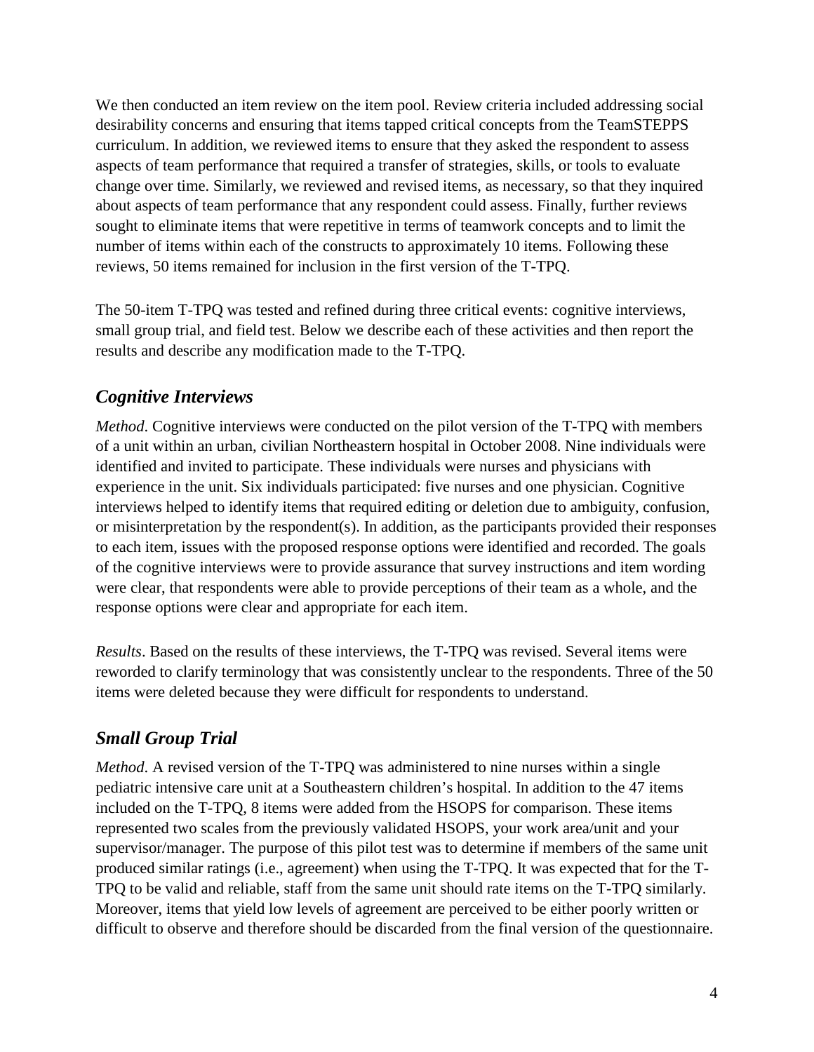We then conducted an item review on the item pool. Review criteria included addressing social desirability concerns and ensuring that items tapped critical concepts from the TeamSTEPPS curriculum. In addition, we reviewed items to ensure that they asked the respondent to assess aspects of team performance that required a transfer of strategies, skills, or tools to evaluate change over time. Similarly, we reviewed and revised items, as necessary, so that they inquired about aspects of team performance that any respondent could assess. Finally, further reviews sought to eliminate items that were repetitive in terms of teamwork concepts and to limit the number of items within each of the constructs to approximately 10 items. Following these reviews, 50 items remained for inclusion in the first version of the T-TPQ.

The 50-item T-TPQ was tested and refined during three critical events: cognitive interviews, small group trial, and field test. Below we describe each of these activities and then report the results and describe any modification made to the T-TPQ.

## *Cognitive Interviews*

*Method*. Cognitive interviews were conducted on the pilot version of the T-TPQ with members of a unit within an urban, civilian Northeastern hospital in October 2008. Nine individuals were identified and invited to participate. These individuals were nurses and physicians with experience in the unit. Six individuals participated: five nurses and one physician. Cognitive interviews helped to identify items that required editing or deletion due to ambiguity, confusion, or misinterpretation by the respondent(s). In addition, as the participants provided their responses to each item, issues with the proposed response options were identified and recorded. The goals of the cognitive interviews were to provide assurance that survey instructions and item wording were clear, that respondents were able to provide perceptions of their team as a whole, and the response options were clear and appropriate for each item.

*Results*. Based on the results of these interviews, the T-TPQ was revised. Several items were reworded to clarify terminology that was consistently unclear to the respondents. Three of the 50 items were deleted because they were difficult for respondents to understand.

## *Small Group Trial*

*Method*. A revised version of the T-TPQ was administered to nine nurses within a single pediatric intensive care unit at a Southeastern children's hospital. In addition to the 47 items included on the T-TPQ, 8 items were added from the HSOPS for comparison. These items represented two scales from the previously validated HSOPS, your work area/unit and your supervisor/manager. The purpose of this pilot test was to determine if members of the same unit produced similar ratings (i.e., agreement) when using the T-TPQ. It was expected that for the T-TPQ to be valid and reliable, staff from the same unit should rate items on the T-TPQ similarly. Moreover, items that yield low levels of agreement are perceived to be either poorly written or difficult to observe and therefore should be discarded from the final version of the questionnaire.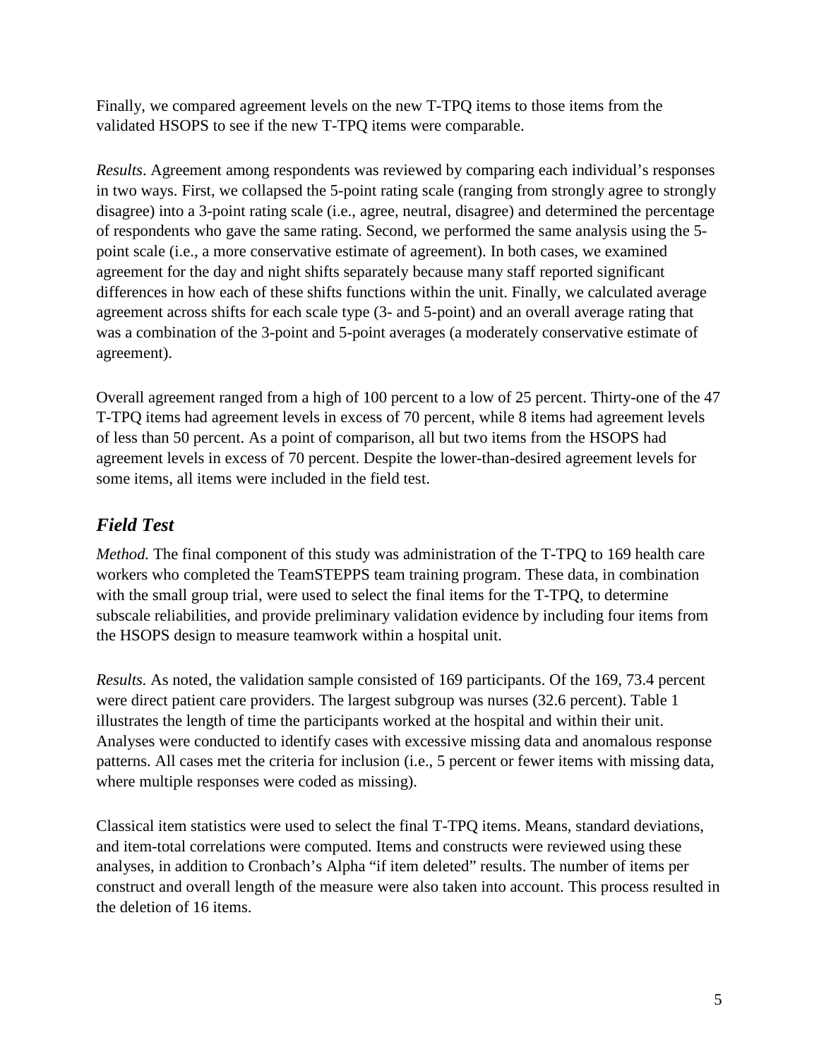Finally, we compared agreement levels on the new T-TPQ items to those items from the validated HSOPS to see if the new T-TPQ items were comparable.

*Results*. Agreement among respondents was reviewed by comparing each individual's responses in two ways. First, we collapsed the 5-point rating scale (ranging from strongly agree to strongly disagree) into a 3-point rating scale (i.e., agree, neutral, disagree) and determined the percentage of respondents who gave the same rating. Second, we performed the same analysis using the 5-point scale (i.e., a more conservative estimate of agreement). In both cases, we examined agreement for the day and night shifts separately because many staff reported significant differences in how each of these shifts functions within the unit. Finally, we calculated average agreement across shifts for each scale type (3- and 5-point) and an overall average rating that was a combination of the 3-point and 5-point averages (a moderately conservative estimate of agreement).

Overall agreement ranged from a high of 100 percent to a low of 25 percent. Thirty-one of the 47 T-TPQ items had agreement levels in excess of 70 percent, while 8 items had agreement levels of less than 50 percent. As a point of comparison, all but two items from the HSOPS had agreement levels in excess of 70 percent. Despite the lower-than-desired agreement levels for some items, all items were included in the field test.

## *Field Test*

*Method.* The final component of this study was administration of the T-TPQ to 169 health care workers who completed the TeamSTEPPS team training program. These data, in combination with the small group trial, were used to select the final items for the T-TPQ, to determine subscale reliabilities, and provide preliminary validation evidence by including four items from the HSOPS design to measure teamwork within a hospital unit.

*Results.* As noted, the validation sample consisted of 169 participants. Of the 169, 73.4 percent were direct patient care providers. The largest subgroup was nurses (32.6 percent). Table 1 illustrates the length of time the participants worked at the hospital and within their unit. Analyses were conducted to identify cases with excessive missing data and anomalous response patterns. All cases met the criteria for inclusion (i.e., 5 percent or fewer items with missing data, where multiple responses were coded as missing).

Classical item statistics were used to select the final T-TPQ items. Means, standard deviations, and item-total correlations were computed. Items and constructs were reviewed using these analyses, in addition to Cronbach's Alpha "if item deleted" results. The number of items per construct and overall length of the measure were also taken into account. This process resulted in the deletion of 16 items.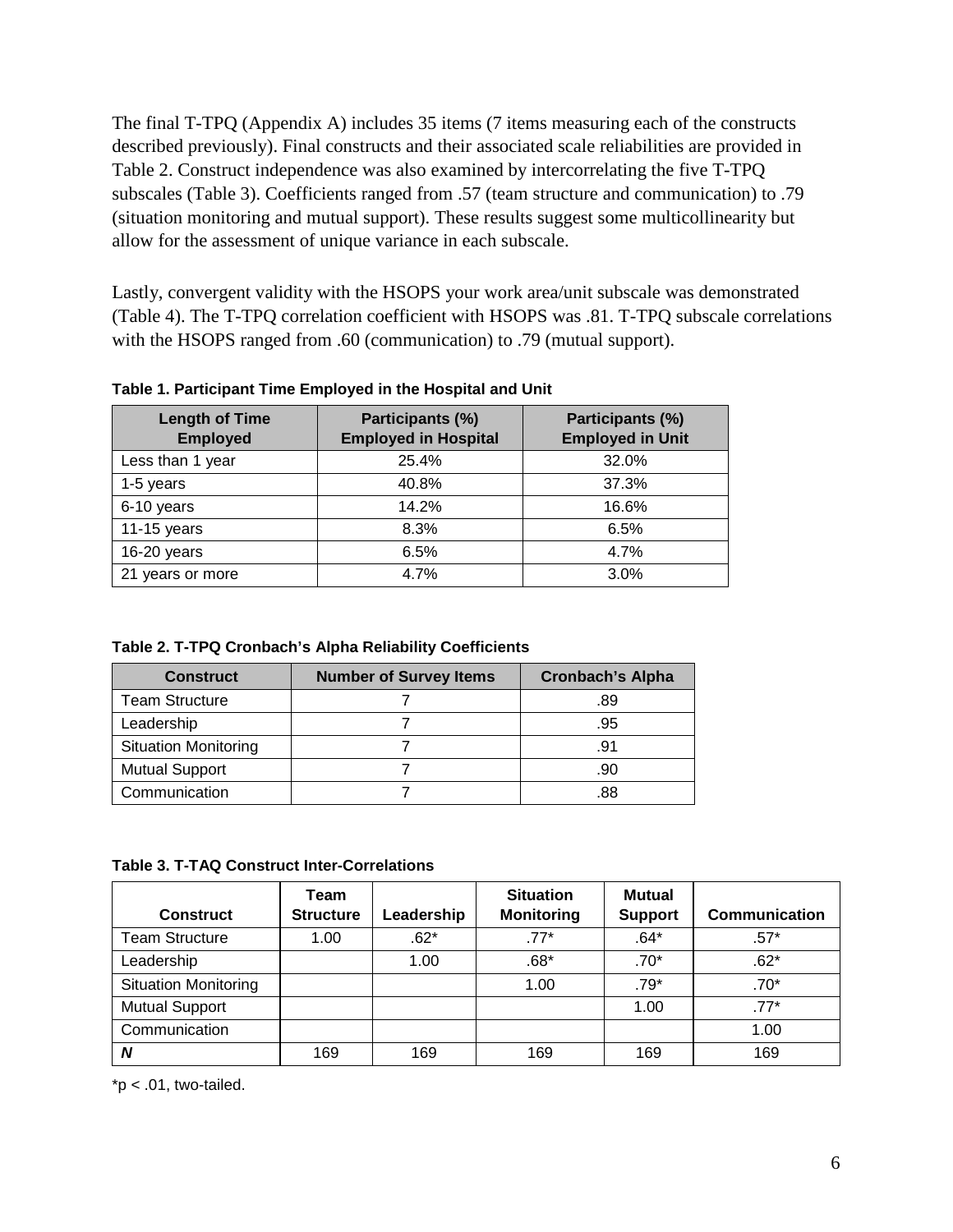The final T-TPQ (Appendix A) includes 35 items (7 items measuring each of the constructs described previously). Final constructs and their associated scale reliabilities are provided in Table 2. Construct independence was also examined by intercorrelating the five T-TPQ subscales (Table 3). Coefficients ranged from .57 (team structure and communication) to .79 (situation monitoring and mutual support). These results suggest some multicollinearity but allow for the assessment of unique variance in each subscale.

Lastly, convergent validity with the HSOPS your work area/unit subscale was demonstrated (Table 4). The T-TPQ correlation coefficient with HSOPS was .81. T-TPQ subscale correlations with the HSOPS ranged from .60 (communication) to .79 (mutual support).

**Table 1. Participant Time Employed in the Hospital and Unit**

| Length of Time Employed | Participants (%) Employed in Hospital | Participants (%) Employed in Unit |
|---|---|---|
| Less than 1 year | 25.4% | 32.0% |
| 1-5 years | 40.8% | 37.3% |
| 6-10 years | 14.2% | 16.6% |
| 11-15 years | 8.3% | 6.5% |
| 16-20 years | 6.5% | 4.7% |
| 21 years or more | 4.7% | 3.0% |

**Table 2. T-TPQ Cronbach's Alpha Reliability Coefficients**

| Construct | Number of Survey Items | Cronbach's Alpha |
|---|---|---|
| Team Structure | 7 | .89 |
| Leadership | 7 | .95 |
| Situation Monitoring | 7 | .91 |
| Mutual Support | 7 | .90 |
| Communication | 7 | .88 |

**Table 3. T-TAQ Construct Inter-Correlations**

| Construct | Team Structure | Leadership | Situation Monitoring | Mutual Support | Communication |
|---|---|---|---|---|---|
| Team Structure | 1.00 | .62* | .77* | .64* | .57* |
| Leadership | | 1.00 | .68* | .70* | .62* |
| Situation Monitoring | | | 1.00 | .79* | .70* |
| Mutual Support | | | | 1.00 | .77* |
| Communication | | | | | 1.00 |
| ***N*** | 169 | 169 | 169 | 169 | 169 |

*$p < .01$, two-tailed.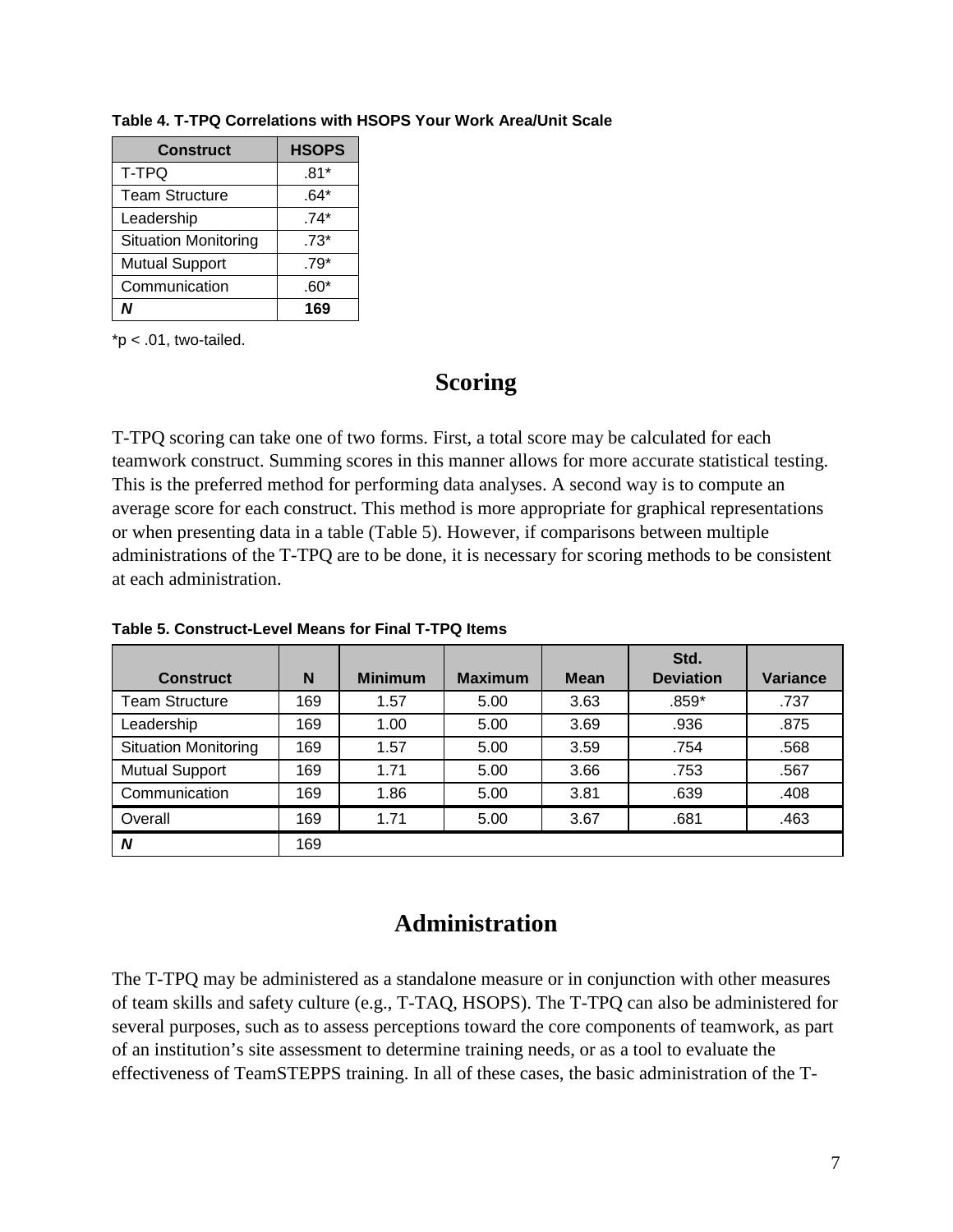**Table 4. T-TPQ Correlations with HSOPS Your Work Area/Unit Scale**

| Construct | HSOPS |
|---|---|
| T-TPQ | .81* |
| Team Structure | .64* |
| Leadership | .74* |
| Situation Monitoring | .73* |
| Mutual Support | .79* |
| Communication | .60* |
| ***N*** | **169** |

*p < .01, two-tailed.

## Scoring

T-TPQ scoring can take one of two forms. First, a total score may be calculated for each teamwork construct. Summing scores in this manner allows for more accurate statistical testing. This is the preferred method for performing data analyses. A second way is to compute an average score for each construct. This method is more appropriate for graphical representations or when presenting data in a table (Table 5). However, if comparisons between multiple administrations of the T-TPQ are to be done, it is necessary for scoring methods to be consistent at each administration.

**Table 5. Construct-Level Means for Final T-TPQ Items**

| Construct | N | Minimum | Maximum | Mean | Std. Deviation | Variance |
|---|---|---|---|---|---|---|
| Team Structure | 169 | 1.57 | 5.00 | 3.63 | .859* | .737 |
| Leadership | 169 | 1.00 | 5.00 | 3.69 | .936 | .875 |
| Situation Monitoring | 169 | 1.57 | 5.00 | 3.59 | .754 | .568 |
| Mutual Support | 169 | 1.71 | 5.00 | 3.66 | .753 | .567 |
| Communication | 169 | 1.86 | 5.00 | 3.81 | .639 | .408 |
| Overall | 169 | 1.71 | 5.00 | 3.67 | .681 | .463 |
| ***N*** | 169 | | | | | |

## Administration

The T-TPQ may be administered as a standalone measure or in conjunction with other measures of team skills and safety culture (e.g., T-TAQ, HSOPS). The T-TPQ can also be administered for several purposes, such as to assess perceptions toward the core components of teamwork, as part of an institution's site assessment to determine training needs, or as a tool to evaluate the effectiveness of TeamSTEPPS training. In all of these cases, the basic administration of the T-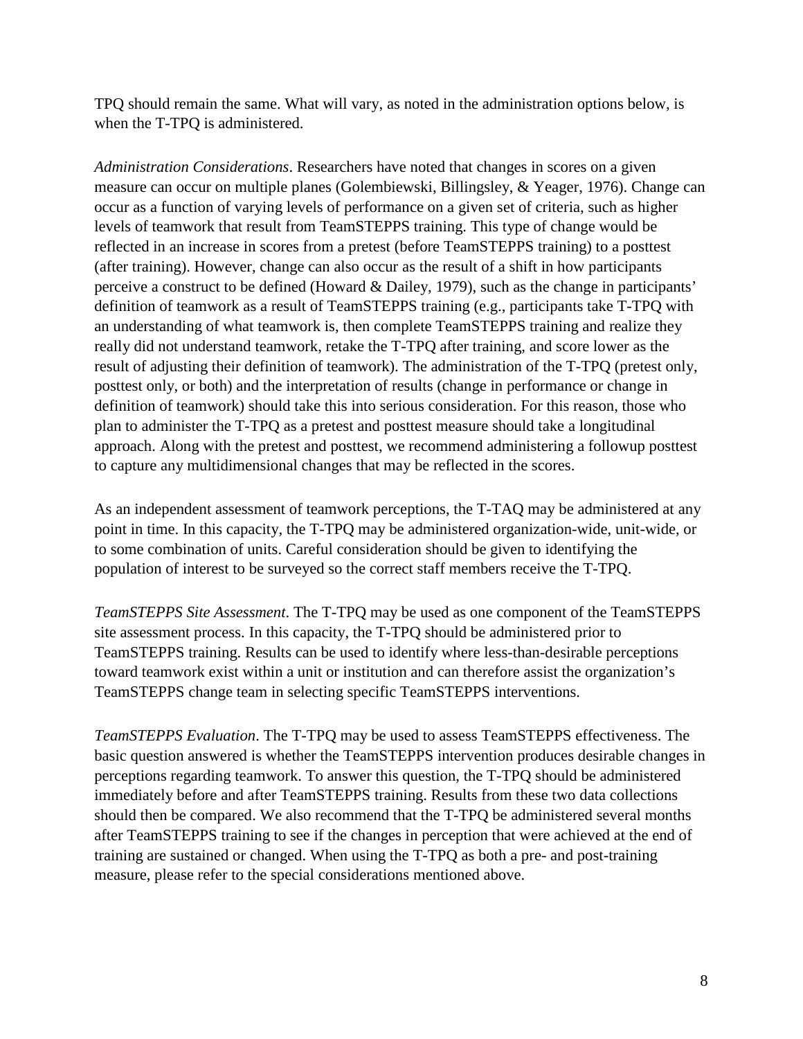TPQ should remain the same. What will vary, as noted in the administration options below, is when the T-TPQ is administered.

*Administration Considerations*. Researchers have noted that changes in scores on a given measure can occur on multiple planes (Golembiewski, Billingsley, & Yeager, 1976). Change can occur as a function of varying levels of performance on a given set of criteria, such as higher levels of teamwork that result from TeamSTEPPS training. This type of change would be reflected in an increase in scores from a pretest (before TeamSTEPPS training) to a posttest (after training). However, change can also occur as the result of a shift in how participants perceive a construct to be defined (Howard & Dailey, 1979), such as the change in participants' definition of teamwork as a result of TeamSTEPPS training (e.g., participants take T-TPQ with an understanding of what teamwork is, then complete TeamSTEPPS training and realize they really did not understand teamwork, retake the T-TPQ after training, and score lower as the result of adjusting their definition of teamwork). The administration of the T-TPQ (pretest only, posttest only, or both) and the interpretation of results (change in performance or change in definition of teamwork) should take this into serious consideration. For this reason, those who plan to administer the T-TPQ as a pretest and posttest measure should take a longitudinal approach. Along with the pretest and posttest, we recommend administering a followup posttest to capture any multidimensional changes that may be reflected in the scores.

As an independent assessment of teamwork perceptions, the T-TAQ may be administered at any point in time. In this capacity, the T-TPQ may be administered organization-wide, unit-wide, or to some combination of units. Careful consideration should be given to identifying the population of interest to be surveyed so the correct staff members receive the T-TPQ.

*TeamSTEPPS Site Assessment*. The T-TPQ may be used as one component of the TeamSTEPPS site assessment process. In this capacity, the T-TPQ should be administered prior to TeamSTEPPS training. Results can be used to identify where less-than-desirable perceptions toward teamwork exist within a unit or institution and can therefore assist the organization's TeamSTEPPS change team in selecting specific TeamSTEPPS interventions.

*TeamSTEPPS Evaluation*. The T-TPQ may be used to assess TeamSTEPPS effectiveness. The basic question answered is whether the TeamSTEPPS intervention produces desirable changes in perceptions regarding teamwork. To answer this question, the T-TPQ should be administered immediately before and after TeamSTEPPS training. Results from these two data collections should then be compared. We also recommend that the T-TPQ be administered several months after TeamSTEPPS training to see if the changes in perception that were achieved at the end of training are sustained or changed. When using the T-TPQ as both a pre- and post-training measure, please refer to the special considerations mentioned above.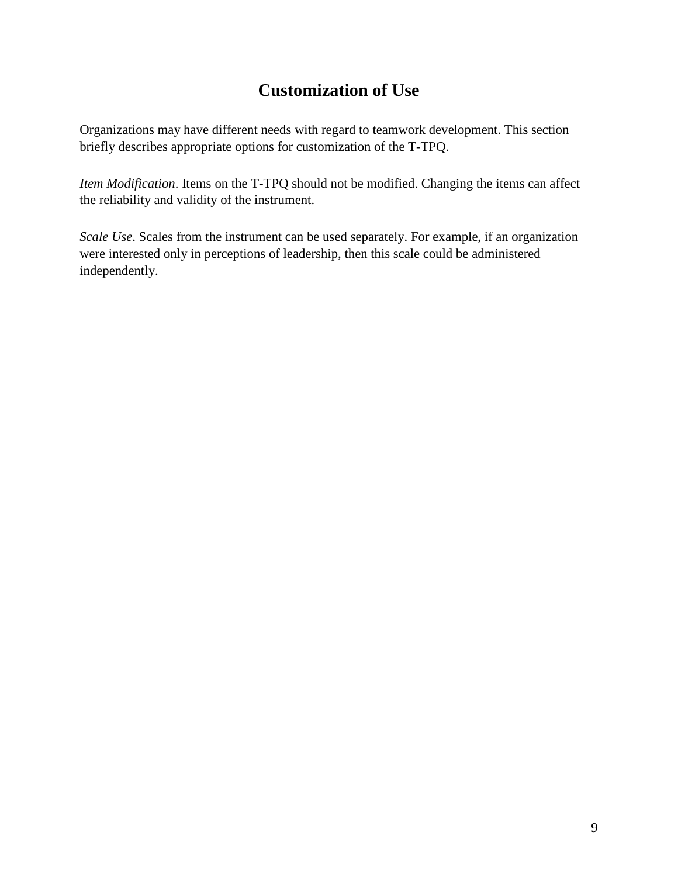# Customization of Use

Organizations may have different needs with regard to teamwork development. This section briefly describes appropriate options for customization of the T-TPQ.

*Item Modification*. Items on the T-TPQ should not be modified. Changing the items can affect the reliability and validity of the instrument.

*Scale Use*. Scales from the instrument can be used separately. For example, if an organization were interested only in perceptions of leadership, then this scale could be administered independently.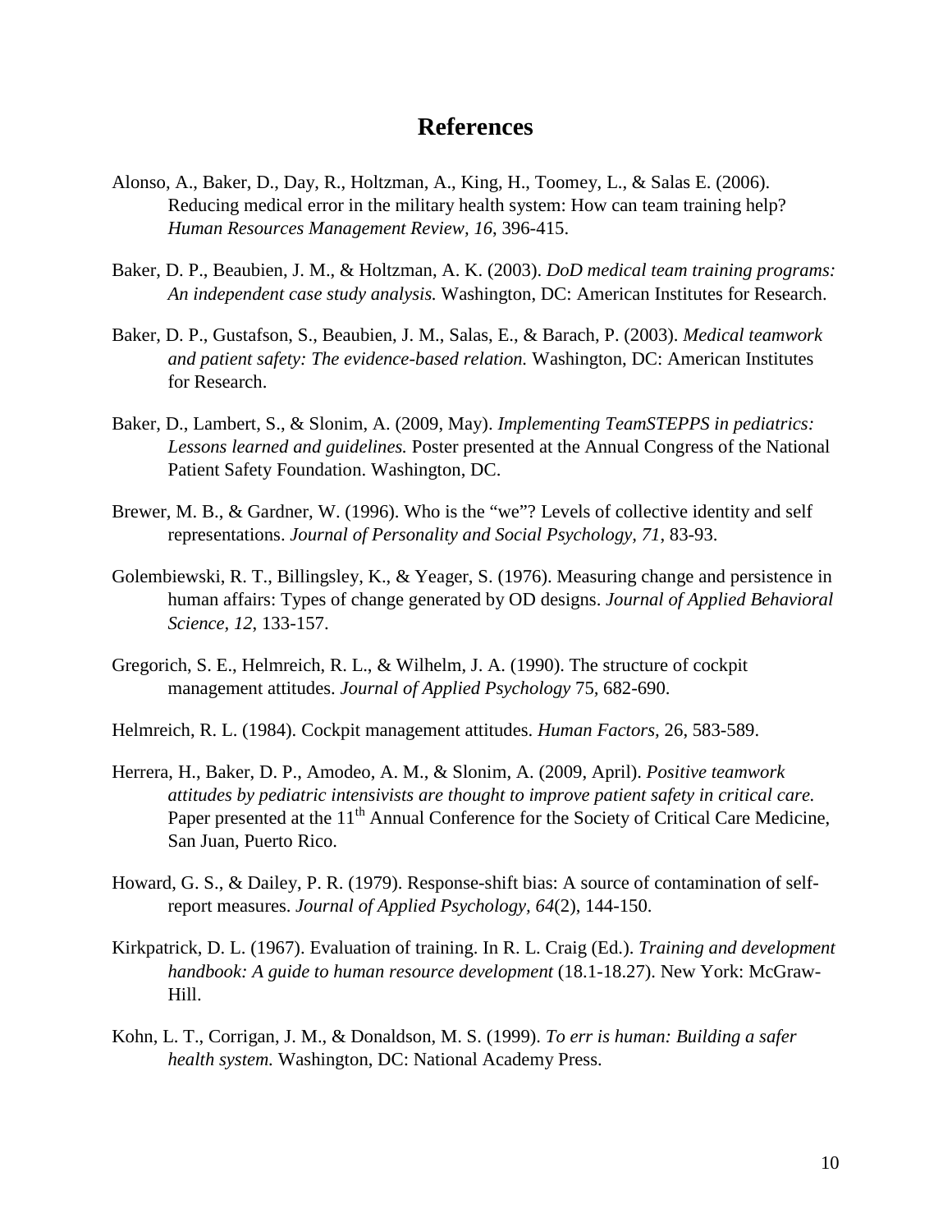## References

Alonso, A., Baker, D., Day, R., Holtzman, A., King, H., Toomey, L., & Salas E. (2006). Reducing medical error in the military health system: How can team training help? *Human Resources Management Review, 16*, 396-415.

Baker, D. P., Beaubien, J. M., & Holtzman, A. K. (2003). *DoD medical team training programs: An independent case study analysis.* Washington, DC: American Institutes for Research.

Baker, D. P., Gustafson, S., Beaubien, J. M., Salas, E., & Barach, P. (2003). *Medical teamwork and patient safety: The evidence-based relation.* Washington, DC: American Institutes for Research.

Baker, D., Lambert, S., & Slonim, A. (2009, May). *Implementing TeamSTEPPS in pediatrics: Lessons learned and guidelines.* Poster presented at the Annual Congress of the National Patient Safety Foundation. Washington, DC.

Brewer, M. B., & Gardner, W. (1996). Who is the “we”? Levels of collective identity and self representations. *Journal of Personality and Social Psychology, 71*, 83-93.

Golembiewski, R. T., Billingsley, K., & Yeager, S. (1976). Measuring change and persistence in human affairs: Types of change generated by OD designs. *Journal of Applied Behavioral Science, 12*, 133-157.

Gregorich, S. E., Helmreich, R. L., & Wilhelm, J. A. (1990). The structure of cockpit management attitudes. *Journal of Applied Psychology* 75, 682-690.

Helmreich, R. L. (1984). Cockpit management attitudes. *Human Factors*, 26, 583-589.

Herrera, H., Baker, D. P., Amodeo, A. M., & Slonim, A. (2009, April). *Positive teamwork attitudes by pediatric intensivists are thought to improve patient safety in critical care.* Paper presented at the 11th Annual Conference for the Society of Critical Care Medicine, San Juan, Puerto Rico.

Howard, G. S., & Dailey, P. R. (1979). Response-shift bias: A source of contamination of self-report measures. *Journal of Applied Psychology, 64*(2), 144-150.

Kirkpatrick, D. L. (1967). Evaluation of training. In R. L. Craig (Ed.). *Training and development handbook: A guide to human resource development* (18.1-18.27). New York: McGraw-Hill.

Kohn, L. T., Corrigan, J. M., & Donaldson, M. S. (1999). *To err is human: Building a safer health system.* Washington, DC: National Academy Press.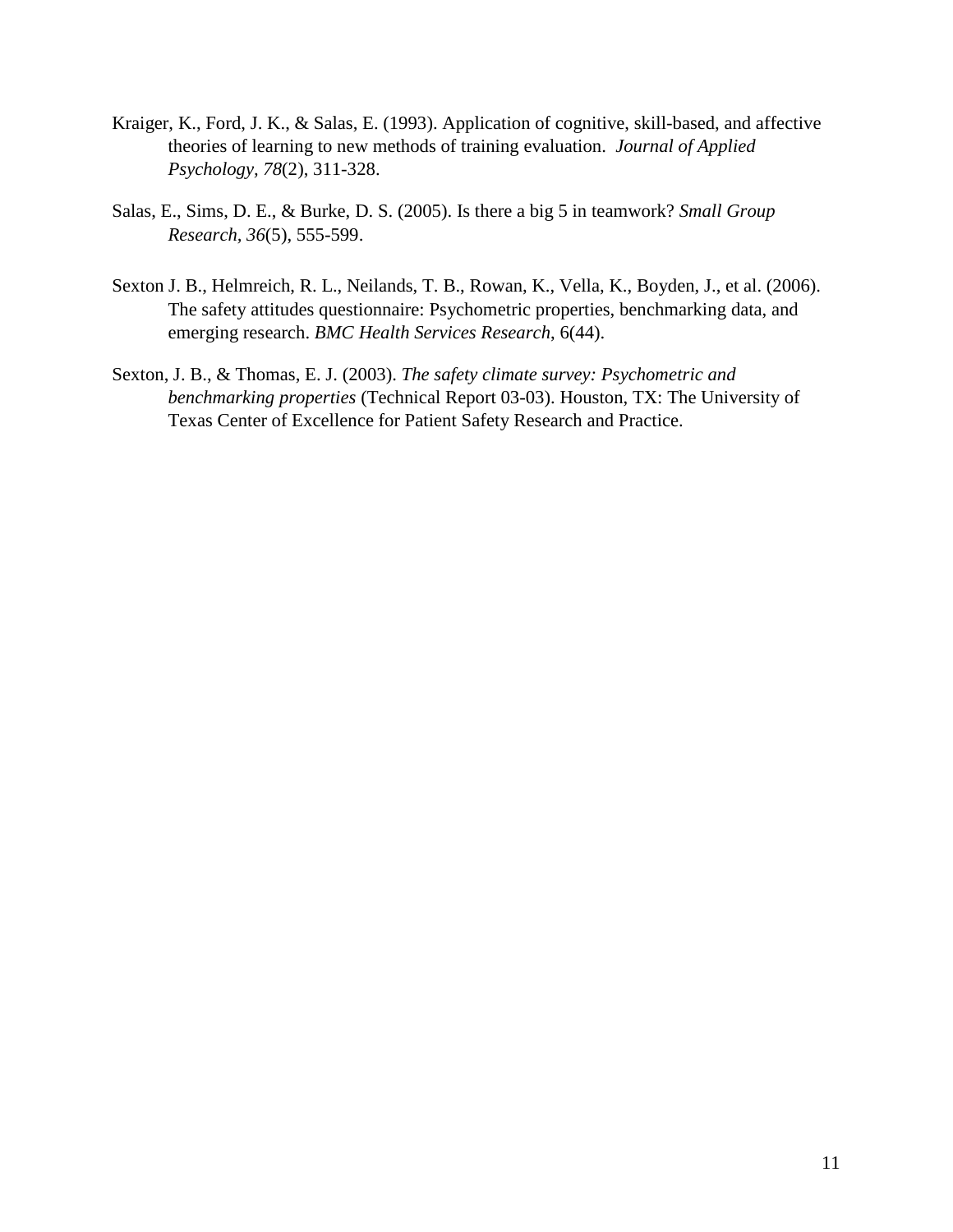Kraiger, K., Ford, J. K., & Salas, E. (1993). Application of cognitive, skill-based, and affective theories of learning to new methods of training evaluation. *Journal of Applied Psychology, 78*(2), 311-328.

Salas, E., Sims, D. E., & Burke, D. S. (2005). Is there a big 5 in teamwork? *Small Group Research, 36*(5), 555-599.

Sexton J. B., Helmreich, R. L., Neilands, T. B., Rowan, K., Vella, K., Boyden, J., et al. (2006). The safety attitudes questionnaire: Psychometric properties, benchmarking data, and emerging research. *BMC Health Services Research*, 6(44).

Sexton, J. B., & Thomas, E. J. (2003). *The safety climate survey: Psychometric and benchmarking properties* (Technical Report 03-03). Houston, TX: The University of Texas Center of Excellence for Patient Safety Research and Practice.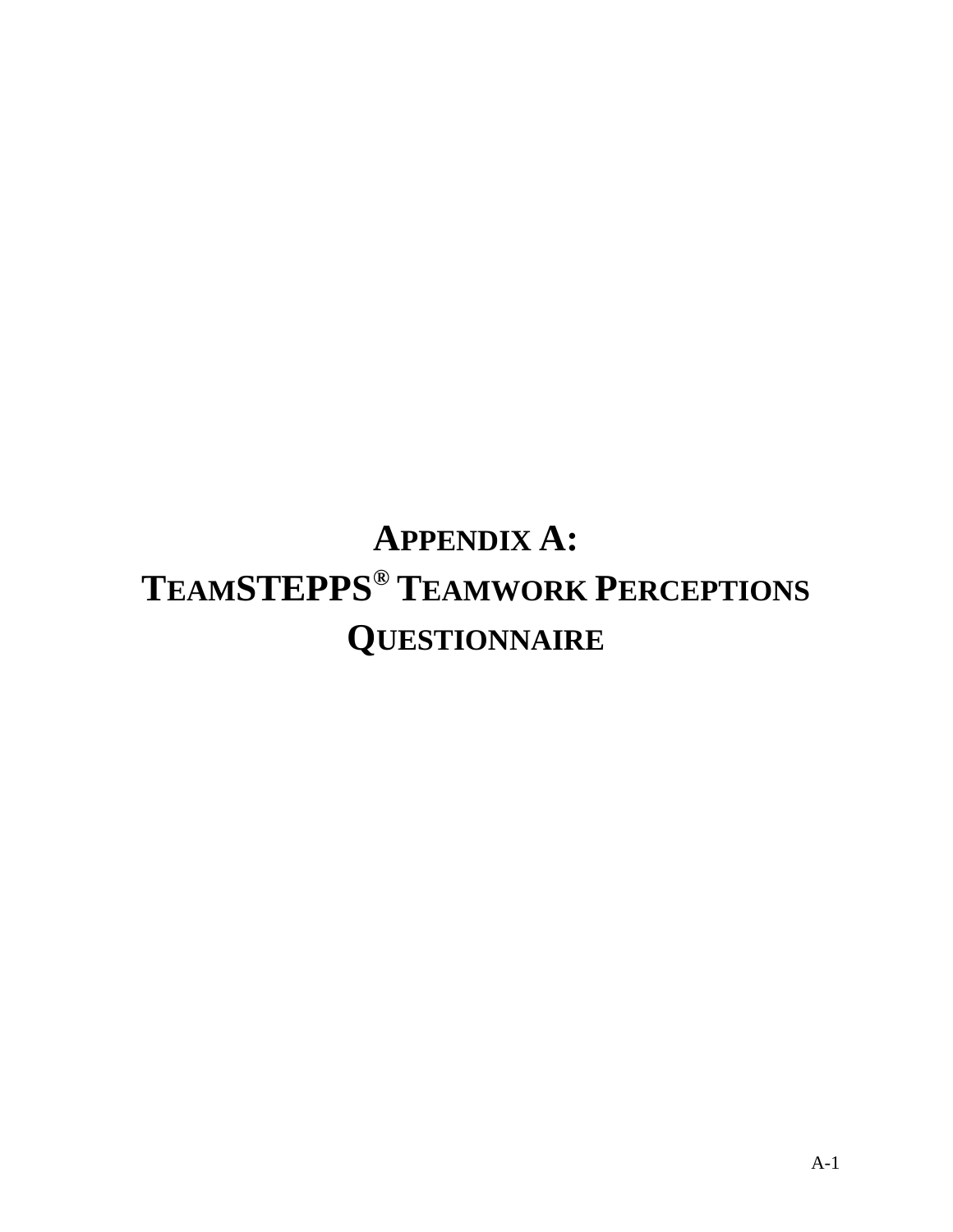# Appendix A:
# TeamSTEPPS® Teamwork Perceptions Questionnaire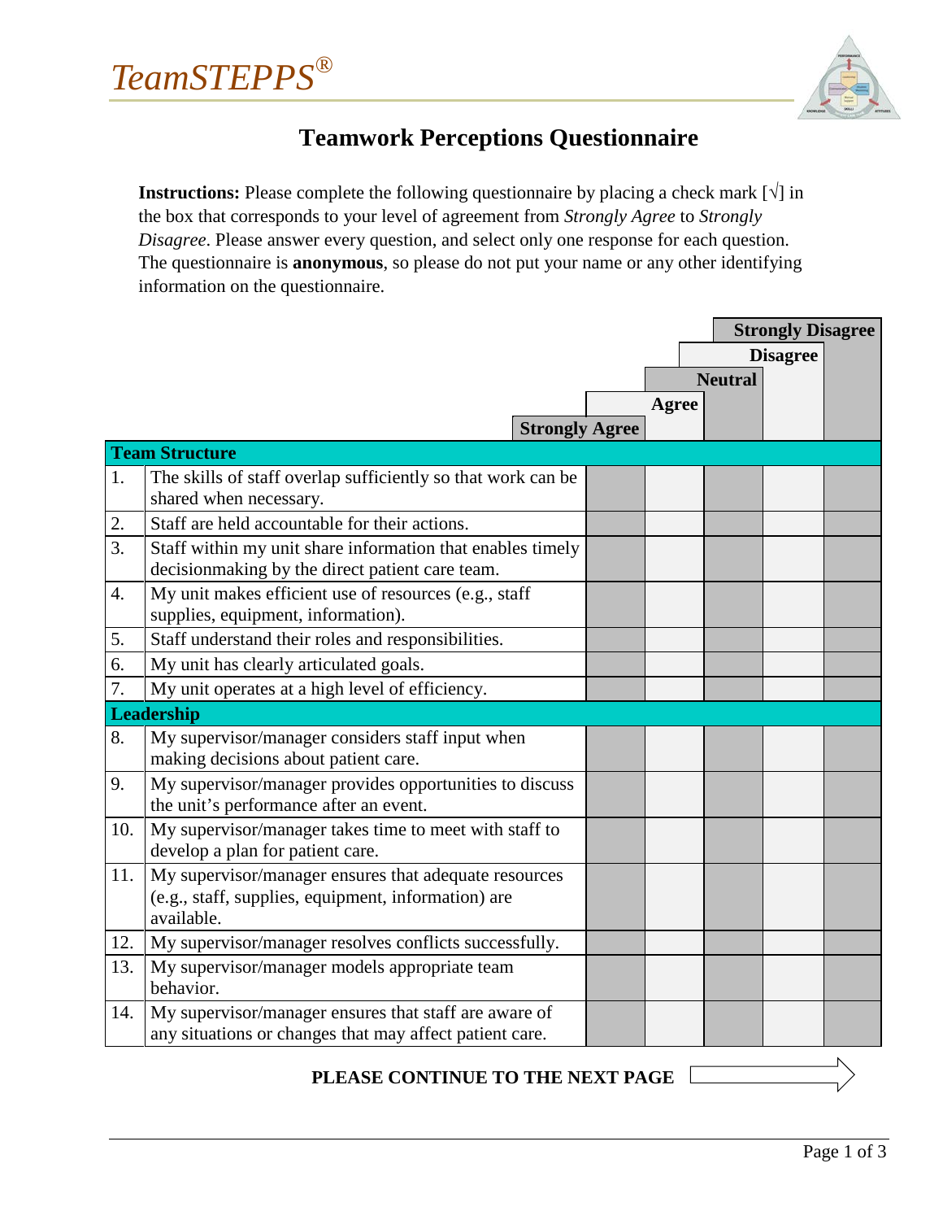TeamSTEPPS®

# Teamwork Perceptions Questionnaire

**Instructions:** Please complete the following questionnaire by placing a check mark [√] in the box that corresponds to your level of agreement from *Strongly Agree* to *Strongly Disagree*. Please answer every question, and select only one response for each question. The questionnaire is **anonymous**, so please do not put your name or any other identifying information on the questionnaire.

| | | Strongly Agree | Agree | Neutral | Disagree | Strongly Disagree |
|---|---|---|---|---|---|---|
| **Team Structure** | | | | | | |
| 1. | The skills of staff overlap sufficiently so that work can be shared when necessary. | | | | | |
| 2. | Staff are held accountable for their actions. | | | | | |
| 3. | Staff within my unit share information that enables timely decisionmaking by the direct patient care team. | | | | | |
| 4. | My unit makes efficient use of resources (e.g., staff supplies, equipment, information). | | | | | |
| 5. | Staff understand their roles and responsibilities. | | | | | |
| 6. | My unit has clearly articulated goals. | | | | | |
| 7. | My unit operates at a high level of efficiency. | | | | | |
| **Leadership** | | | | | | |
| 8. | My supervisor/manager considers staff input when making decisions about patient care. | | | | | |
| 9. | My supervisor/manager provides opportunities to discuss the unit's performance after an event. | | | | | |
| 10. | My supervisor/manager takes time to meet with staff to develop a plan for patient care. | | | | | |
| 11. | My supervisor/manager ensures that adequate resources (e.g., staff, supplies, equipment, information) are available. | | | | | |
| 12. | My supervisor/manager resolves conflicts successfully. | | | | | |
| 13. | My supervisor/manager models appropriate team behavior. | | | | | |
| 14. | My supervisor/manager ensures that staff are aware of any situations or changes that may affect patient care. | | | | | |

**PLEASE CONTINUE TO THE NEXT PAGE**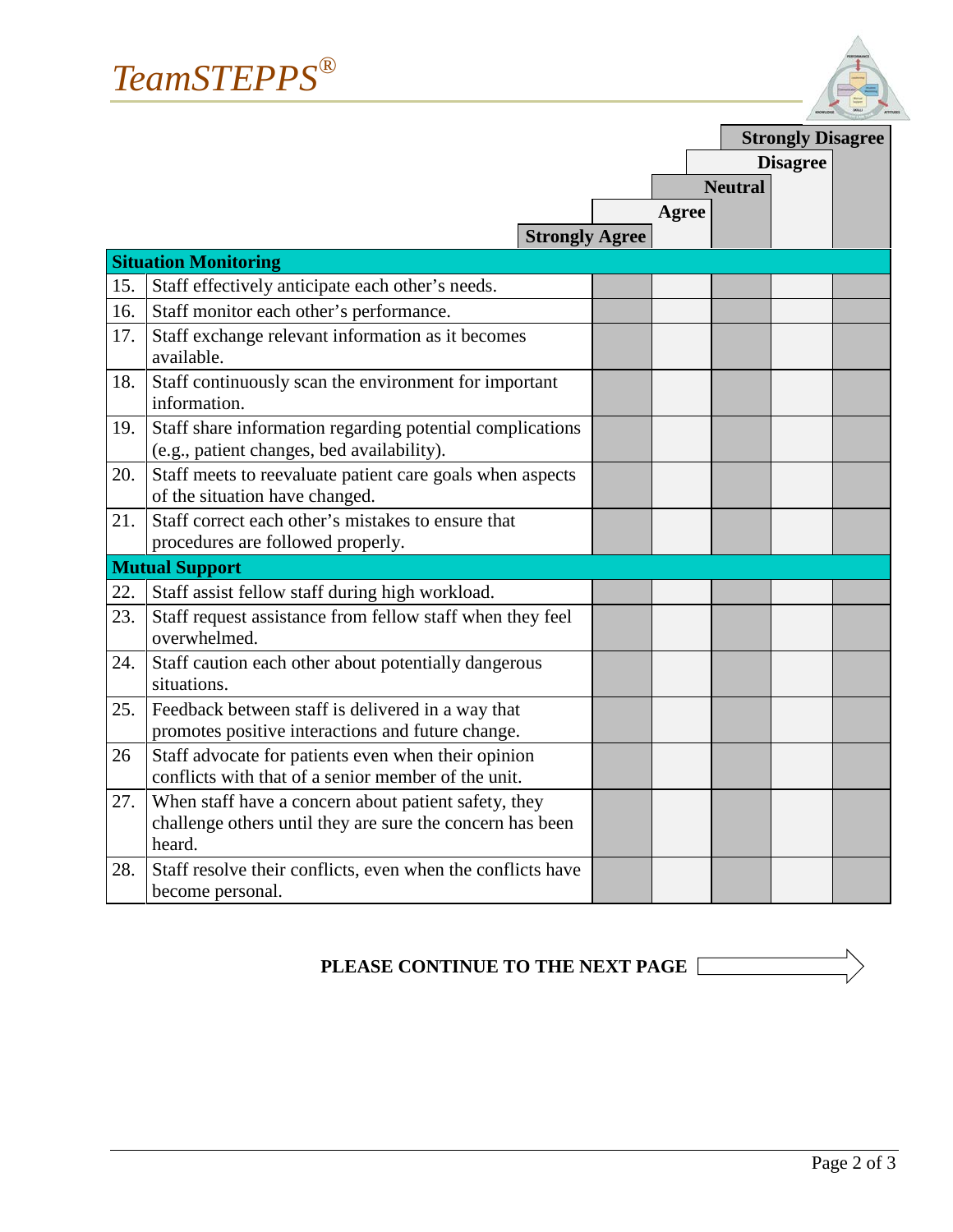# *TeamSTEPPS®*

| # | Item | Strongly Agree | Agree | Neutral | Disagree | Strongly Disagree |
|---|---|---|---|---|---|---|
| **Situation Monitoring** | | | | | | |
| 15. | Staff effectively anticipate each other's needs. | | | | | |
| 16. | Staff monitor each other's performance. | | | | | |
| 17. | Staff exchange relevant information as it becomes available. | | | | | |
| 18. | Staff continuously scan the environment for important information. | | | | | |
| 19. | Staff share information regarding potential complications (e.g., patient changes, bed availability). | | | | | |
| 20. | Staff meets to reevaluate patient care goals when aspects of the situation have changed. | | | | | |
| 21. | Staff correct each other's mistakes to ensure that procedures are followed properly. | | | | | |
| **Mutual Support** | | | | | | |
| 22. | Staff assist fellow staff during high workload. | | | | | |
| 23. | Staff request assistance from fellow staff when they feel overwhelmed. | | | | | |
| 24. | Staff caution each other about potentially dangerous situations. | | | | | |
| 25. | Feedback between staff is delivered in a way that promotes positive interactions and future change. | | | | | |
| 26 | Staff advocate for patients even when their opinion conflicts with that of a senior member of the unit. | | | | | |
| 27. | When staff have a concern about patient safety, they challenge others until they are sure the concern has been heard. | | | | | |
| 28. | Staff resolve their conflicts, even when the conflicts have become personal. | | | | | |

**PLEASE CONTINUE TO THE NEXT PAGE**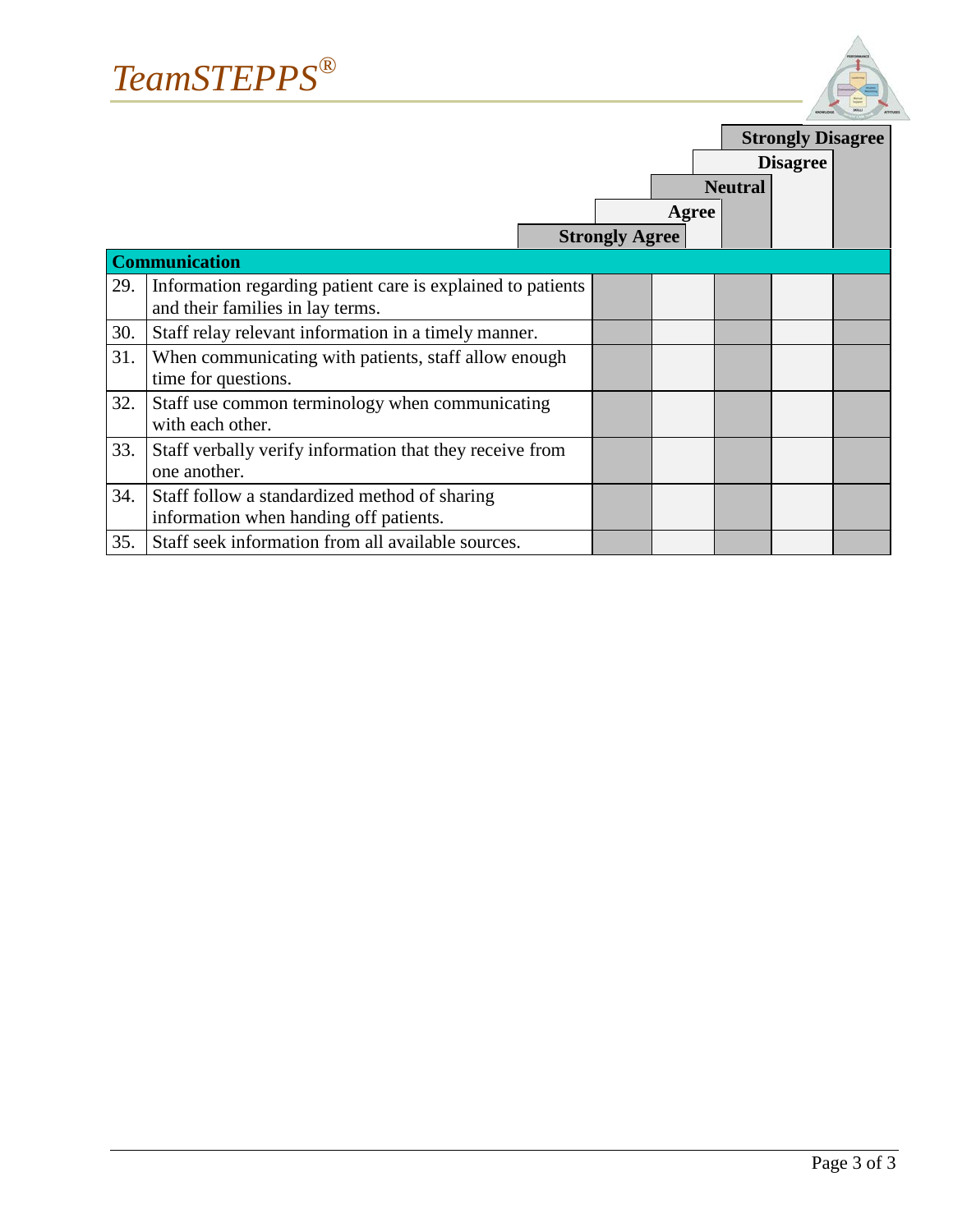| | | Strongly Agree | Agree | Neutral | Disagree | Strongly Disagree |
|---|---|---|---|---|---|---|
| **Communication** | | | | | | |
| 29. | Information regarding patient care is explained to patients and their families in lay terms. | | | | | |
| 30. | Staff relay relevant information in a timely manner. | | | | | |
| 31. | When communicating with patients, staff allow enough time for questions. | | | | | |
| 32. | Staff use common terminology when communicating with each other. | | | | | |
| 33. | Staff verbally verify information that they receive from one another. | | | | | |
| 34. | Staff follow a standardized method of sharing information when handing off patients. | | | | | |
| 35. | Staff seek information from all available sources. | | | | | |